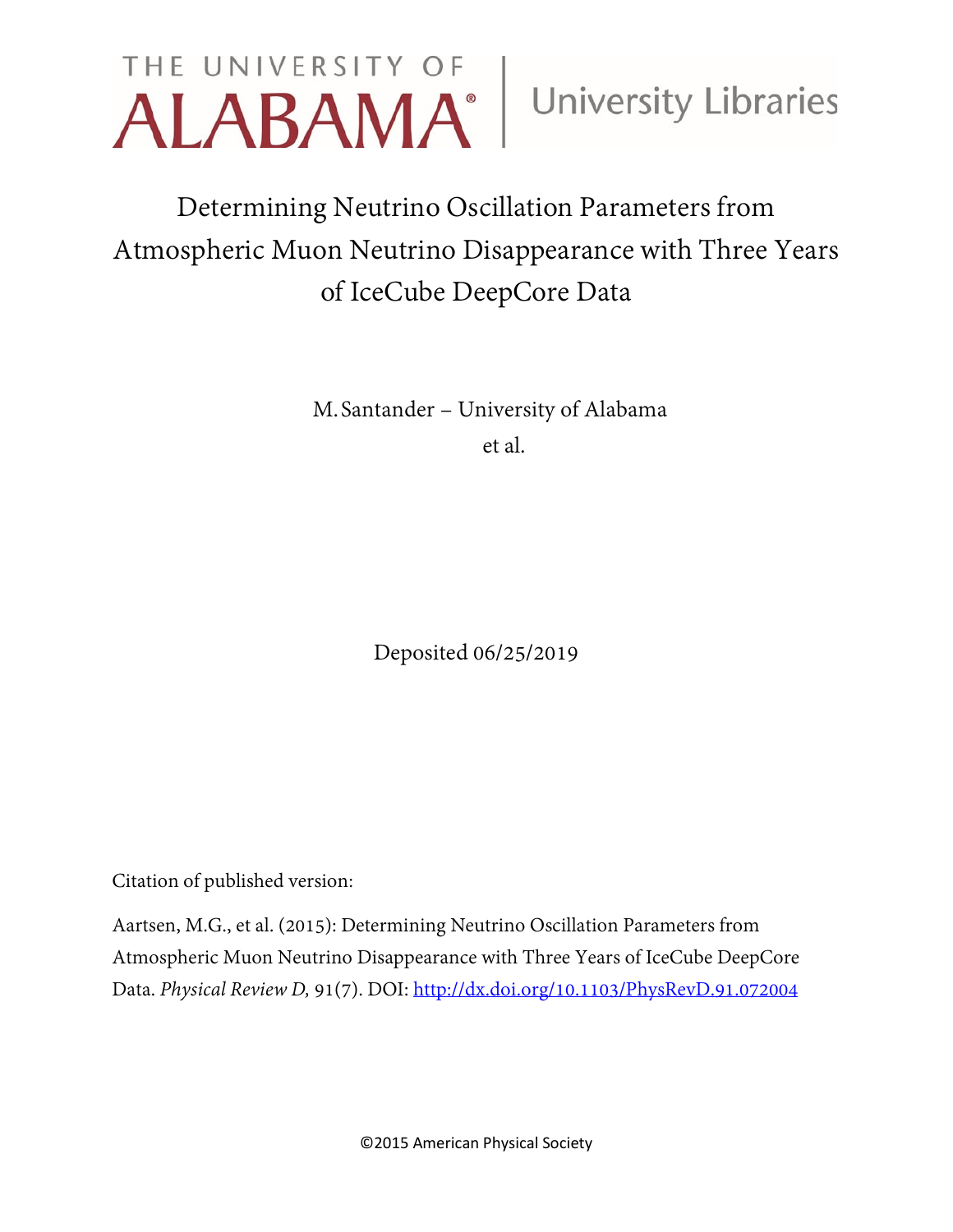THE UNIVERSITY OF ALABAMA | University Libraries

# Determining Neutrino Oscillation Parameters from Atmospheric Muon Neutrino Disappearance with Three Years of IceCube DeepCore Data

M. Santander – University of Alabama

et al.

Deposited 06/25/2019

Citation of published version:

Aartsen, M.G., et al. (2015): Determining Neutrino Oscillation Parameters from Atmospheric Muon Neutrino Disappearance with Three Years of IceCube DeepCore Data. *Physical Review D,* 91(7). DOI: http://dx.doi.org/10.1103/PhysRevD.91.072004

©2015 American Physical Society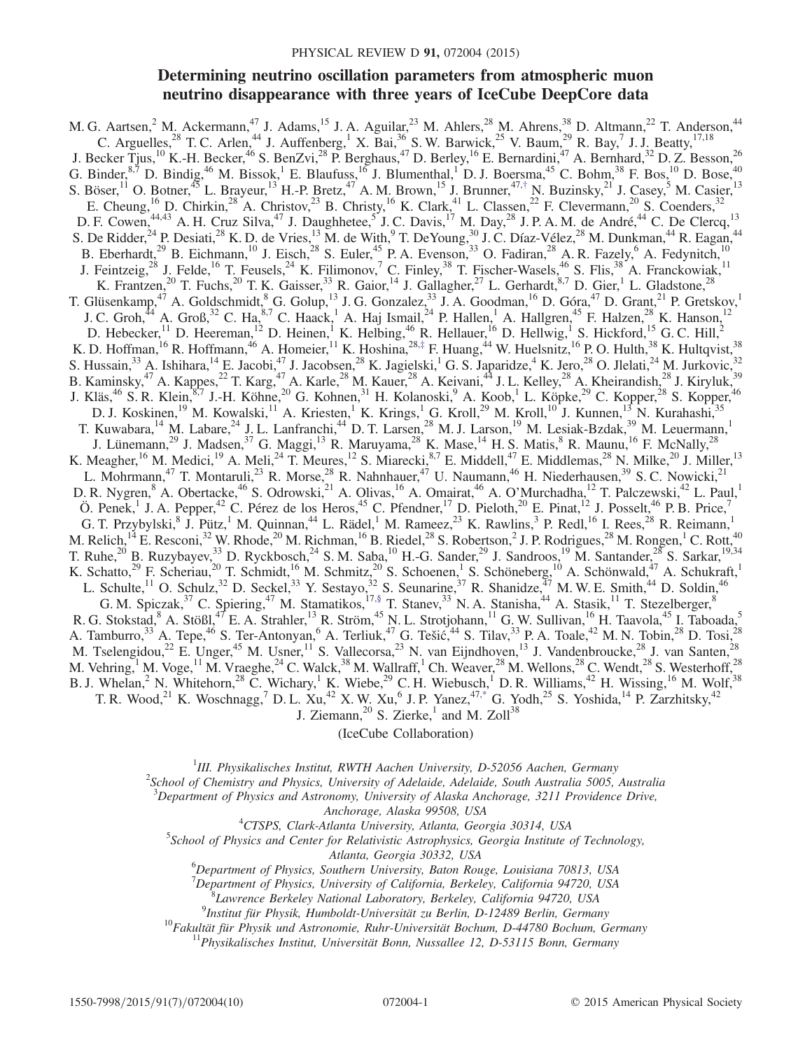# Determining neutrino oscillation parameters from atmospheric muon neutrino disappearance with three years of IceCube DeepCore data

M. G. Aartsen,[2] M. Ackermann,[47] J. Adams,[15] J. A. Aguilar,[23] M. Ahlers,[28] M. Ahrens,[38] D. Altmann,[22] T. Anderson,[44] C. Arguelles,[28] T. C. Arlen,[44] J. Auffenberg,[1] X. Bai,[36] S. W. Barwick,[25] V. Baum,[29] R. Bay,[7] J. J. Beatty,[17,18] J. Becker Tjus,[10] K.-H. Becker,[46] S. BenZvi,[28] P. Berghaus,[47] D. Berley,[16] E. Bernardini,[47] A. Bernhard,[32] D. Z. Besson,[26] G. Binder,[8,7] D. Bindig,[46] M. Bissok,[1] E. Blaufuss,[16] J. Blumenthal,[1] D. J. Boersma,[45] C. Bohm,[38] F. Bos,[10] D. Bose,[40] S. Böser,[11] O. Botner,[45] L. Brayeur,[13] H.-P. Bretz,[47] A. M. Brown,[15] J. Brunner,[47,†] N. Buzinsky,[21] J. Casey,[5] M. Casier,[13] E. Cheung,[16] D. Chirkin,[28] A. Christov,[23] B. Christy,[16] K. Clark,[41] L. Classen,[22] F. Clevermann,[20] S. Coenders,[32] D. F. Cowen,[44,43] A. H. Cruz Silva,[47] J. Daughhetee,[5] J. C. Davis,[17] M. Day,[28] J. P. A. M. de André,[44] C. De Clercq,[13] S. De Ridder,[24] P. Desiati,[28] K. D. de Vries,[13] M. de With,[9] T. DeYoung,[30] J. C. Díaz-Vélez,[28] M. Dunkman,[44] R. Eagan,[44] B. Eberhardt,[29] B. Eichmann,[10] J. Eisch,[28] S. Euler,[45] P. A. Evenson,[33] O. Fadiran,[28] A. R. Fazely,[6] A. Fedynitch,[10] J. Feintzeig,[28] J. Felde,[16] T. Feusels,[24] K. Filimonov,[7] C. Finley,[38] T. Fischer-Wasels,[46] S. Flis,[38] A. Franckowiak,[11] K. Frantzen,[20] T. Fuchs,[20] T. K. Gaisser,[33] R. Gaior,[14] J. Gallagher,[27] L. Gerhardt,[8,7] D. Gier,[1] L. Gladstone,[28] T. Glüsenkamp,[47] A. Goldschmidt,[8] G. Golup,[13] J. G. Gonzalez,[33] J. A. Goodman,[16] D. Góra,[47] D. Grant,[21] P. Gretskov,[1] J. C. Groh,[44] A. Groß,[32] C. Ha,[8,7] C. Haack,[1] A. Haj Ismail,[24] P. Hallen,[1] A. Hallgren,[45] F. Halzen,[28] K. Hanson,[12] D. Hebecker,[11] D. Heereman,[12] D. Heinen,[1] K. Helbing,[46] R. Hellauer,[16] D. Hellwig,[1] S. Hickford,[15] G. C. Hill,[2] K. D. Hoffman,[16] R. Hoffmann,[46] A. Homeier,[11] K. Hoshina,[28,‡] F. Huang,[44] W. Huelsnitz,[16] P. O. Hulth,[38] K. Hultqvist,[38] S. Hussain,[33] A. Ishihara,[14] E. Jacobi,[47] J. Jacobsen,[28] K. Jagielski,[1] G. S. Japaridze,[4] K. Jero,[28] O. Jlelati,[24] M. Jurkovic,[32] B. Kaminsky,[47] A. Kappes,[22] T. Karg,[47] A. Karle,[28] M. Kauer,[28] A. Keivani,[44] J. L. Kelley,[28] A. Kheirandish,[28] J. Kiryluk,[39] J. Kläs,[46] S. R. Klein,[8,7] J.-H. Köhne,[20] G. Kohnen,[31] H. Kolanoski,[9] A. Koob,[1] L. Köpke,[29] C. Kopper,[28] S. Kopper,[46] D. J. Koskinen,[19] M. Kowalski,[11] A. Kriesten,[1] K. Krings,[1] G. Kroll,[29] M. Kroll,[10] J. Kunnen,[13] N. Kurahashi,[35] T. Kuwabara,[14] M. Labare,[24] J. L. Lanfranchi,[44] D. T. Larsen,[28] M. J. Larson,[19] M. Lesiak-Bzdak,[39] M. Leuermann,[1] J. Lünemann,[29] J. Madsen,[37] G. Maggi,[13] R. Maruyama,[28] K. Mase,[14] H. S. Matis,[8] R. Maunu,[16] F. McNally,[28] K. Meagher,[16] M. Medici,[19] A. Meli,[24] T. Meures,[12] S. Miarecki,[8,7] E. Middell,[47] E. Middlemas,[28] N. Milke,[20] J. Miller,[13] L. Mohrmann,[47] T. Montaruli,[23] R. Morse,[28] R. Nahnhauer,[47] U. Naumann,[46] H. Niederhausen,[39] S. C. Nowicki,[21] D. R. Nygren,[8] A. Obertacke,[46] S. Odrowski,[21] A. Olivas,[16] A. Omairat,[46] A. O'Murchadha,[12] T. Palczewski,[42] L. Paul,[1] Ö. Penek,[1] J. A. Pepper,[42] C. Pérez de los Heros,[45] C. Pfendner,[17] D. Pieloth,[20] E. Pinat,[12] J. Posselt,[46] P. B. Price,[7] G. T. Przybylski,[8] J. Pütz,[1] M. Quinnan,[44] L. Rädel,[1] M. Rameez,[23] K. Rawlins,[3] P. Redl,[16] I. Rees,[28] R. Reimann,[1] M. Relich,[14] E. Resconi,[32] W. Rhode,[20] M. Richman,[16] B. Riedel,[28] S. Robertson,[2] J. P. Rodrigues,[28] M. Rongen,[1] C. Rott,[40] T. Ruhe,[20] B. Ruzybayev,[33] D. Ryckbosch,[24] S. M. Saba,[10] H.-G. Sander,[29] J. Sandroos,[19] M. Santander,[28] S. Sarkar,[19,34] K. Schatto,[29] F. Scheriau,[20] T. Schmidt,[16] M. Schmitz,[20] S. Schoenen,[1] S. Schöneberg,[10] A. Schönwald,[47] A. Schukraft,[1] L. Schulte,[11] O. Schulz,[32] D. Seckel,[33] Y. Sestayo,[32] S. Seunarine,[37] R. Shanidze,[47] M. W. E. Smith,[44] D. Soldin,[46] G. M. Spiczak,[37] C. Spiering,[47] M. Stamatikos,[17,§] T. Stanev,[33] N. A. Stanisha,[44] A. Stasik,[11] T. Stezelberger,[8] R. G. Stokstad,[8] A. Stößl,[47] E. A. Strahler,[13] R. Ström,[45] N. L. Strotjohann,[11] G. W. Sullivan,[16] H. Taavola,[45] I. Taboada,[5] A. Tamburro,[33] A. Tepe,[46] S. Ter-Antonyan,[6] A. Terliuk,[47] G. Tešić,[44] S. Tilav,[33] P. A. Toale,[42] M. N. Tobin,[28] D. Tosi,[28] M. Tselengidou,[22] E. Unger,[45] M. Usner,[11] S. Vallecorsa,[23] N. van Eijndhoven,[13] J. Vandenbroucke,[28] J. van Santen,[28] M. Vehring,[1] M. Voge,[11] M. Vraeghe,[24] C. Walck,[38] M. Wallraff,[1] Ch. Weaver,[28] M. Wellons,[28] C. Wendt,[28] S. Westerhoff,[28] B. J. Whelan,[2] N. Whitehorn,[28] C. Wichary,[1] K. Wiebe,[29] C. H. Wiebusch,[1] D. R. Williams,[42] H. Wissing,[16] M. Wolf,[38] T. R. Wood,[21] K. Woschnagg,[7] D. L. Xu,[42] X. W. Xu,[6] J. P. Yanez,[47,*] G. Yodh,[25] S. Yoshida,[14] P. Zarzhitsky,[42] J. Ziemann,[20] S. Zierke,[1] and M. Zoll[38]

(IceCube Collaboration)

[1] III. Physikalisches Institut, RWTH Aachen University, D-52056 Aachen, Germany  
[2] School of Chemistry and Physics, University of Adelaide, Adelaide, South Australia 5005, Australia  
[3] Department of Physics and Astronomy, University of Alaska Anchorage, 3211 Providence Drive, Anchorage, Alaska 99508, USA  
[4] CTSPS, Clark-Atlanta University, Atlanta, Georgia 30314, USA  
[5] School of Physics and Center for Relativistic Astrophysics, Georgia Institute of Technology, Atlanta, Georgia 30332, USA  
[6] Department of Physics, Southern University, Baton Rouge, Louisiana 70813, USA  
[7] Department of Physics, University of California, Berkeley, California 94720, USA  
[8] Lawrence Berkeley National Laboratory, Berkeley, California 94720, USA  
[9] Institut für Physik, Humboldt-Universität zu Berlin, D-12489 Berlin, Germany  
[10] Fakultät für Physik und Astronomie, Ruhr-Universität Bochum, D-44780 Bochum, Germany  
[11] Physikalisches Institut, Universität Bonn, Nussallee 12, D-53115 Bonn, Germany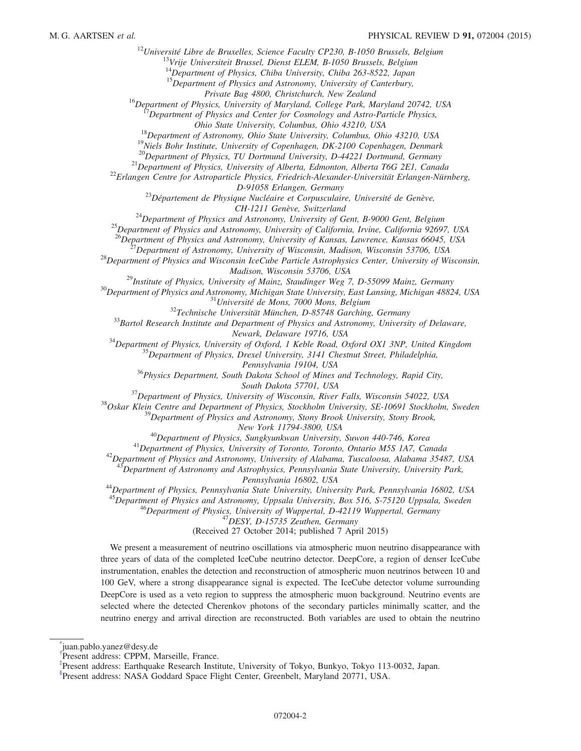[12]Université Libre de Bruxelles, Science Faculty CP230, B-1050 Brussels, Belgium
[13]Vrije Universiteit Brussel, Dienst ELEM, B-1050 Brussels, Belgium
[14]Department of Physics, Chiba University, Chiba 263-8522, Japan
[15]Department of Physics and Astronomy, University of Canterbury, Private Bag 4800, Christchurch, New Zealand
[16]Department of Physics, University of Maryland, College Park, Maryland 20742, USA
[17]Department of Physics and Center for Cosmology and Astro-Particle Physics, Ohio State University, Columbus, Ohio 43210, USA
[18]Department of Astronomy, Ohio State University, Columbus, Ohio 43210, USA
[19]Niels Bohr Institute, University of Copenhagen, DK-2100 Copenhagen, Denmark
[20]Department of Physics, TU Dortmund University, D-44221 Dortmund, Germany
[21]Department of Physics, University of Alberta, Edmonton, Alberta T6G 2E1, Canada
[22]Erlangen Centre for Astroparticle Physics, Friedrich-Alexander-Universität Erlangen-Nürnberg, D-91058 Erlangen, Germany
[23]Département de Physique Nucléaire et Corpusculaire, Université de Genève, CH-1211 Genève, Switzerland
[24]Department of Physics and Astronomy, University of Gent, B-9000 Gent, Belgium
[25]Department of Physics and Astronomy, University of California, Irvine, California 92697, USA
[26]Department of Physics and Astronomy, University of Kansas, Lawrence, Kansas 66045, USA
[27]Department of Astronomy, University of Wisconsin, Madison, Wisconsin 53706, USA
[28]Department of Physics and Wisconsin IceCube Particle Astrophysics Center, University of Wisconsin, Madison, Wisconsin 53706, USA
[29]Institute of Physics, University of Mainz, Staudinger Weg 7, D-55099 Mainz, Germany
[30]Department of Physics and Astronomy, Michigan State University, East Lansing, Michigan 48824, USA
[31]Université de Mons, 7000 Mons, Belgium
[32]Technische Universität München, D-85748 Garching, Germany
[33]Bartol Research Institute and Department of Physics and Astronomy, University of Delaware, Newark, Delaware 19716, USA
[34]Department of Physics, University of Oxford, 1 Keble Road, Oxford OX1 3NP, United Kingdom
[35]Department of Physics, Drexel University, 3141 Chestnut Street, Philadelphia, Pennsylvania 19104, USA
[36]Physics Department, South Dakota School of Mines and Technology, Rapid City, South Dakota 57701, USA
[37]Department of Physics, University of Wisconsin, River Falls, Wisconsin 54022, USA
[38]Oskar Klein Centre and Department of Physics, Stockholm University, SE-10691 Stockholm, Sweden
[39]Department of Physics and Astronomy, Stony Brook University, Stony Brook, New York 11794-3800, USA
[40]Department of Physics, Sungkyunkwan University, Suwon 440-746, Korea
[41]Department of Physics, University of Toronto, Toronto, Ontario M5S 1A7, Canada
[42]Department of Physics and Astronomy, University of Alabama, Tuscaloosa, Alabama 35487, USA
[43]Department of Astronomy and Astrophysics, Pennsylvania State University, University Park, Pennsylvania 16802, USA
[44]Department of Physics, Pennsylvania State University, University Park, Pennsylvania 16802, USA
[45]Department of Physics and Astronomy, Uppsala University, Box 516, S-75120 Uppsala, Sweden
[46]Department of Physics, University of Wuppertal, D-42119 Wuppertal, Germany
[47]DESY, D-15735 Zeuthen, Germany

(Received 27 October 2014; published 7 April 2015)

We present a measurement of neutrino oscillations via atmospheric muon neutrino disappearance with three years of data of the completed IceCube neutrino detector. DeepCore, a region of denser IceCube instrumentation, enables the detection and reconstruction of atmospheric muon neutrinos between 10 and 100 GeV, where a strong disappearance signal is expected. The IceCube detector volume surrounding DeepCore is used as a veto region to suppress the atmospheric muon background. Neutrino events are selected where the detected Cherenkov photons of the secondary particles minimally scatter, and the neutrino energy and arrival direction are reconstructed. Both variables are used to obtain the neutrino

[*]juan.pablo.yanez@desy.de
[†]Present address: CPPM, Marseille, France.
[‡]Present address: Earthquake Research Institute, University of Tokyo, Bunkyo, Tokyo 113-0032, Japan.
[§]Present address: NASA Goddard Space Flight Center, Greenbelt, Maryland 20771, USA.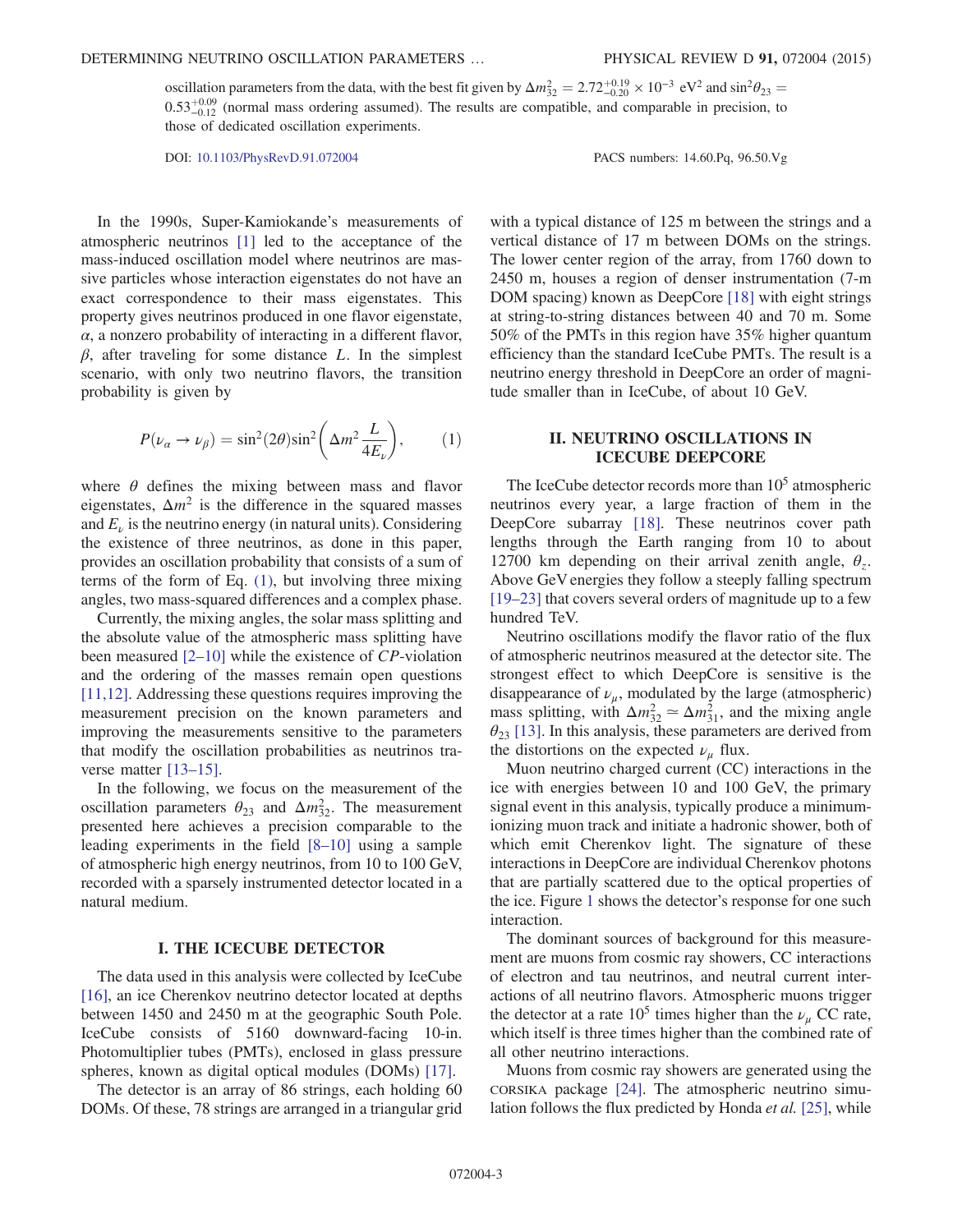oscillation parameters from the data, with the best fit given by $\Delta m^2_{32} = 2.72^{+0.19}_{-0.20} \times 10^{-3}$ eV$^2$ and $\sin^2\theta_{23} = 0.53^{+0.09}_{-0.12}$ (normal mass ordering assumed). The results are compatible, and comparable in precision, to those of dedicated oscillation experiments.

DOI: 10.1103/PhysRevD.91.072004 PACS numbers: 14.60.Pq, 96.50.Vg

In the 1990s, Super-Kamiokande's measurements of atmospheric neutrinos [1] led to the acceptance of the mass-induced oscillation model where neutrinos are massive particles whose interaction eigenstates do not have an exact correspondence to their mass eigenstates. This property gives neutrinos produced in one flavor eigenstate, $\alpha$, a nonzero probability of interacting in a different flavor, $\beta$, after traveling for some distance $L$. In the simplest scenario, with only two neutrino flavors, the transition probability is given by

$$P(\nu_\alpha \to \nu_\beta) = \sin^2(2\theta)\sin^2\left(\Delta m^2 \frac{L}{4E_\nu}\right), \quad (1)$$

where $\theta$ defines the mixing between mass and flavor eigenstates, $\Delta m^2$ is the difference in the squared masses and $E_\nu$ is the neutrino energy (in natural units). Considering the existence of three neutrinos, as done in this paper, provides an oscillation probability that consists of a sum of terms of the form of Eq. (1), but involving three mixing angles, two mass-squared differences and a complex phase.

Currently, the mixing angles, the solar mass splitting and the absolute value of the atmospheric mass splitting have been measured [2–10] while the existence of $CP$-violation and the ordering of the masses remain open questions [11,12]. Addressing these questions requires improving the measurement precision on the known parameters and improving the measurements sensitive to the parameters that modify the oscillation probabilities as neutrinos traverse matter [13–15].

In the following, we focus on the measurement of the oscillation parameters $\theta_{23}$ and $\Delta m^2_{32}$. The measurement presented here achieves a precision comparable to the leading experiments in the field [8–10] using a sample of atmospheric high energy neutrinos, from 10 to 100 GeV, recorded with a sparsely instrumented detector located in a natural medium.

## I. THE ICECUBE DETECTOR

The data used in this analysis were collected by IceCube [16], an ice Cherenkov neutrino detector located at depths between 1450 and 2450 m at the geographic South Pole. IceCube consists of 5160 downward-facing 10-in. Photomultiplier tubes (PMTs), enclosed in glass pressure spheres, known as digital optical modules (DOMs) [17].

The detector is an array of 86 strings, each holding 60 DOMs. Of these, 78 strings are arranged in a triangular grid with a typical distance of 125 m between the strings and a vertical distance of 17 m between DOMs on the strings. The lower center region of the array, from 1760 down to 2450 m, houses a region of denser instrumentation (7-m DOM spacing) known as DeepCore [18] with eight strings at string-to-string distances between 40 and 70 m. Some 50% of the PMTs in this region have 35% higher quantum efficiency than the standard IceCube PMTs. The result is a neutrino energy threshold in DeepCore an order of magnitude smaller than in IceCube, of about 10 GeV.

## II. NEUTRINO OSCILLATIONS IN ICECUBE DEEPCORE

The IceCube detector records more than $10^5$ atmospheric neutrinos every year, a large fraction of them in the DeepCore subarray [18]. These neutrinos cover path lengths through the Earth ranging from 10 to about 12700 km depending on their arrival zenith angle, $\theta_z$. Above GeV energies they follow a steeply falling spectrum [19–23] that covers several orders of magnitude up to a few hundred TeV.

Neutrino oscillations modify the flavor ratio of the flux of atmospheric neutrinos measured at the detector site. The strongest effect to which DeepCore is sensitive is the disappearance of $\nu_\mu$, modulated by the large (atmospheric) mass splitting, with $\Delta m^2_{32} \simeq \Delta m^2_{31}$, and the mixing angle $\theta_{23}$ [13]. In this analysis, these parameters are derived from the distortions on the expected $\nu_\mu$ flux.

Muon neutrino charged current (CC) interactions in the ice with energies between 10 and 100 GeV, the primary signal event in this analysis, typically produce a minimum-ionizing muon track and initiate a hadronic shower, both of which emit Cherenkov light. The signature of these interactions in DeepCore are individual Cherenkov photons that are partially scattered due to the optical properties of the ice. Figure 1 shows the detector's response for one such interaction.

The dominant sources of background for this measurement are muons from cosmic ray showers, CC interactions of electron and tau neutrinos, and neutral current interactions of all neutrino flavors. Atmospheric muons trigger the detector at a rate $10^5$ times higher than the $\nu_\mu$ CC rate, which itself is three times higher than the combined rate of all other neutrino interactions.

Muons from cosmic ray showers are generated using the CORSIKA package [24]. The atmospheric neutrino simulation follows the flux predicted by Honda *et al.* [25], while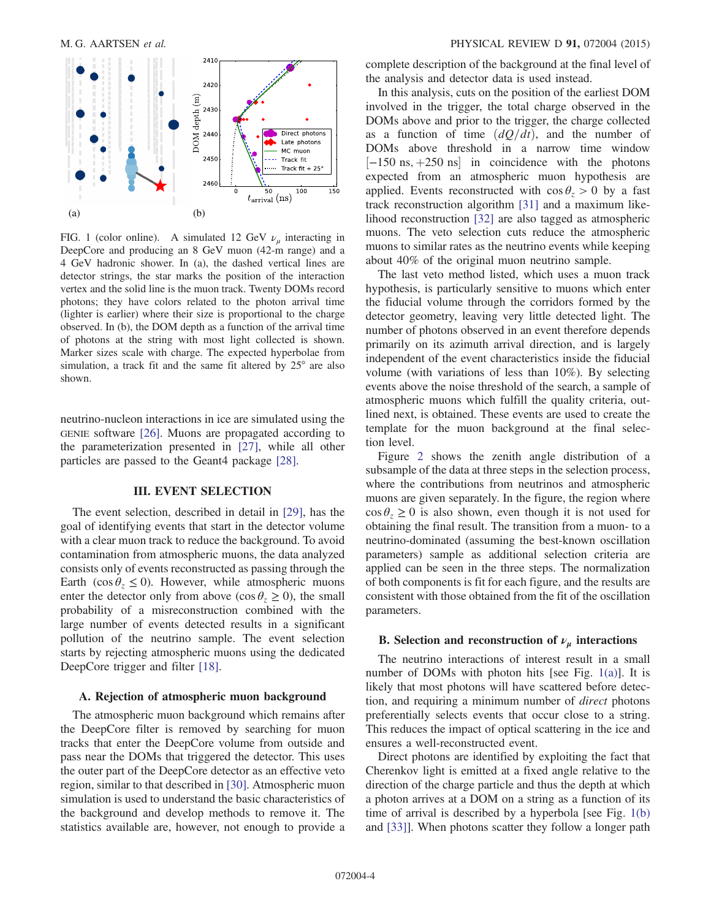FIG. 1 (color online). A simulated 12 GeV $\nu_\mu$ interacting in DeepCore and producing an 8 GeV muon (42-m range) and a 4 GeV hadronic shower. In (a), the dashed vertical lines are detector strings, the star marks the position of the interaction vertex and the solid line is the muon track. Twenty DOMs record photons; they have colors related to the photon arrival time (lighter is earlier) where their size is proportional to the charge observed. In (b), the DOM depth as a function of the arrival time of photons at the string with most light collected is shown. Marker sizes scale with charge. The expected hyperbolae from simulation, a track fit and the same fit altered by 25° are also shown.

neutrino-nucleon interactions in ice are simulated using the GENIE software [26]. Muons are propagated according to the parameterization presented in [27], while all other particles are passed to the Geant4 package [28].

## III. EVENT SELECTION

The event selection, described in detail in [29], has the goal of identifying events that start in the detector volume with a clear muon track to reduce the background. To avoid contamination from atmospheric muons, the data analyzed consists only of events reconstructed as passing through the Earth ($\cos\theta_z \leq 0$). However, while atmospheric muons enter the detector only from above ($\cos\theta_z \geq 0$), the small probability of a misreconstruction combined with the large number of events detected results in a significant pollution of the neutrino sample. The event selection starts by rejecting atmospheric muons using the dedicated DeepCore trigger and filter [18].

### A. Rejection of atmospheric muon background

The atmospheric muon background which remains after the DeepCore filter is removed by searching for muon tracks that enter the DeepCore volume from outside and pass near the DOMs that triggered the detector. This uses the outer part of the DeepCore detector as an effective veto region, similar to that described in [30]. Atmospheric muon simulation is used to understand the basic characteristics of the background and develop methods to remove it. The statistics available are, however, not enough to provide a complete description of the background at the final level of the analysis and detector data is used instead.

In this analysis, cuts on the position of the earliest DOM involved in the trigger, the total charge observed in the DOMs above and prior to the trigger, the charge collected as a function of time ($dQ/dt$), and the number of DOMs above threshold in a narrow time window $[-150\ \text{ns}, +250\ \text{ns}]$ in coincidence with the photons expected from an atmospheric muon hypothesis are applied. Events reconstructed with $\cos\theta_z > 0$ by a fast track reconstruction algorithm [31] and a maximum likelihood reconstruction [32] are also tagged as atmospheric muons. The veto selection cuts reduce the atmospheric muons to similar rates as the neutrino events while keeping about 40% of the original muon neutrino sample.

The last veto method listed, which uses a muon track hypothesis, is particularly sensitive to muons which enter the fiducial volume through the corridors formed by the detector geometry, leaving very little detected light. The number of photons observed in an event therefore depends primarily on its azimuth arrival direction, and is largely independent of the event characteristics inside the fiducial volume (with variations of less than 10%). By selecting events above the noise threshold of the search, a sample of atmospheric muons which fulfill the quality criteria, outlined next, is obtained. These events are used to create the template for the muon background at the final selection level.

Figure 2 shows the zenith angle distribution of a subsample of the data at three steps in the selection process, where the contributions from neutrinos and atmospheric muons are given separately. In the figure, the region where $\cos\theta_z \geq 0$ is also shown, even though it is not used for obtaining the final result. The transition from a muon- to a neutrino-dominated (assuming the best-known oscillation parameters) sample as additional selection criteria are applied can be seen in the three steps. The normalization of both components is fit for each figure, and the results are consistent with those obtained from the fit of the oscillation parameters.

### B. Selection and reconstruction of $\nu_\mu$ interactions

The neutrino interactions of interest result in a small number of DOMs with photon hits [see Fig. 1(a)]. It is likely that most photons will have scattered before detection, and requiring a minimum number of *direct* photons preferentially selects events that occur close to a string. This reduces the impact of optical scattering in the ice and ensures a well-reconstructed event.

Direct photons are identified by exploiting the fact that Cherenkov light is emitted at a fixed angle relative to the direction of the charge particle and thus the depth at which a photon arrives at a DOM on a string as a function of its time of arrival is described by a hyperbola [see Fig. 1(b) and [33]]. When photons scatter they follow a longer path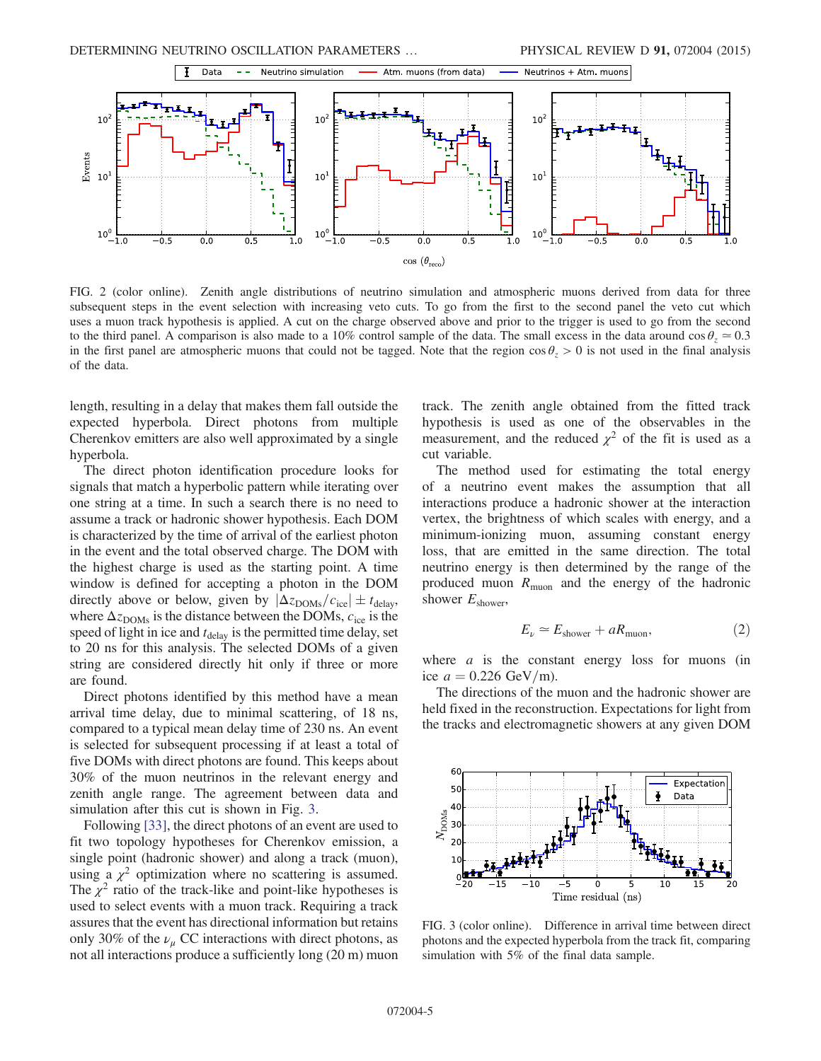FIG. 2 (color online). Zenith angle distributions of neutrino simulation and atmospheric muons derived from data for three subsequent steps in the event selection with increasing veto cuts. To go from the first to the second panel the veto cut which uses a muon track hypothesis is applied. A cut on the charge observed above and prior to the trigger is used to go from the second to the third panel. A comparison is also made to a 10% control sample of the data. The small excess in the data around $\cos\theta_z \simeq 0.3$ in the first panel are atmospheric muons that could not be tagged. Note that the region $\cos\theta_z > 0$ is not used in the final analysis of the data.

length, resulting in a delay that makes them fall outside the expected hyperbola. Direct photons from multiple Cherenkov emitters are also well approximated by a single hyperbola.

The direct photon identification procedure looks for signals that match a hyperbolic pattern while iterating over one string at a time. In such a search there is no need to assume a track or hadronic shower hypothesis. Each DOM is characterized by the time of arrival of the earliest photon in the event and the total observed charge. The DOM with the highest charge is used as the starting point. A time window is defined for accepting a photon in the DOM directly above or below, given by $|\Delta z_{\mathrm{DOMs}}/c_{\mathrm{ice}}| \pm t_{\mathrm{delay}}$, where $\Delta z_{\mathrm{DOMs}}$ is the distance between the DOMs, $c_{\mathrm{ice}}$ is the speed of light in ice and $t_{\mathrm{delay}}$ is the permitted time delay, set to 20 ns for this analysis. The selected DOMs of a given string are considered directly hit only if three or more are found.

Direct photons identified by this method have a mean arrival time delay, due to minimal scattering, of 18 ns, compared to a typical mean delay time of 230 ns. An event is selected for subsequent processing if at least a total of five DOMs with direct photons are found. This keeps about 30% of the muon neutrinos in the relevant energy and zenith angle range. The agreement between data and simulation after this cut is shown in Fig. 3.

Following [33], the direct photons of an event are used to fit two topology hypotheses for Cherenkov emission, a single point (hadronic shower) and along a track (muon), using a $\chi^2$ optimization where no scattering is assumed. The $\chi^2$ ratio of the track-like and point-like hypotheses is used to select events with a muon track. Requiring a track assures that the event has directional information but retains only 30% of the $\nu_\mu$ CC interactions with direct photons, as not all interactions produce a sufficiently long (20 m) muon track. The zenith angle obtained from the fitted track hypothesis is used as one of the observables in the measurement, and the reduced $\chi^2$ of the fit is used as a cut variable.

The method used for estimating the total energy of a neutrino event makes the assumption that all interactions produce a hadronic shower at the interaction vertex, the brightness of which scales with energy, and a minimum-ionizing muon, assuming constant energy loss, that are emitted in the same direction. The total neutrino energy is then determined by the range of the produced muon $R_{\mathrm{muon}}$ and the energy of the hadronic shower $E_{\mathrm{shower}}$,

$$E_\nu \simeq E_{\mathrm{shower}} + aR_{\mathrm{muon}}, \tag{2}$$

where $a$ is the constant energy loss for muons (in ice $a = 0.226$ GeV/m).

The directions of the muon and the hadronic shower are held fixed in the reconstruction. Expectations for light from the tracks and electromagnetic showers at any given DOM

FIG. 3 (color online). Difference in arrival time between direct photons and the expected hyperbola from the track fit, comparing simulation with 5% of the final data sample.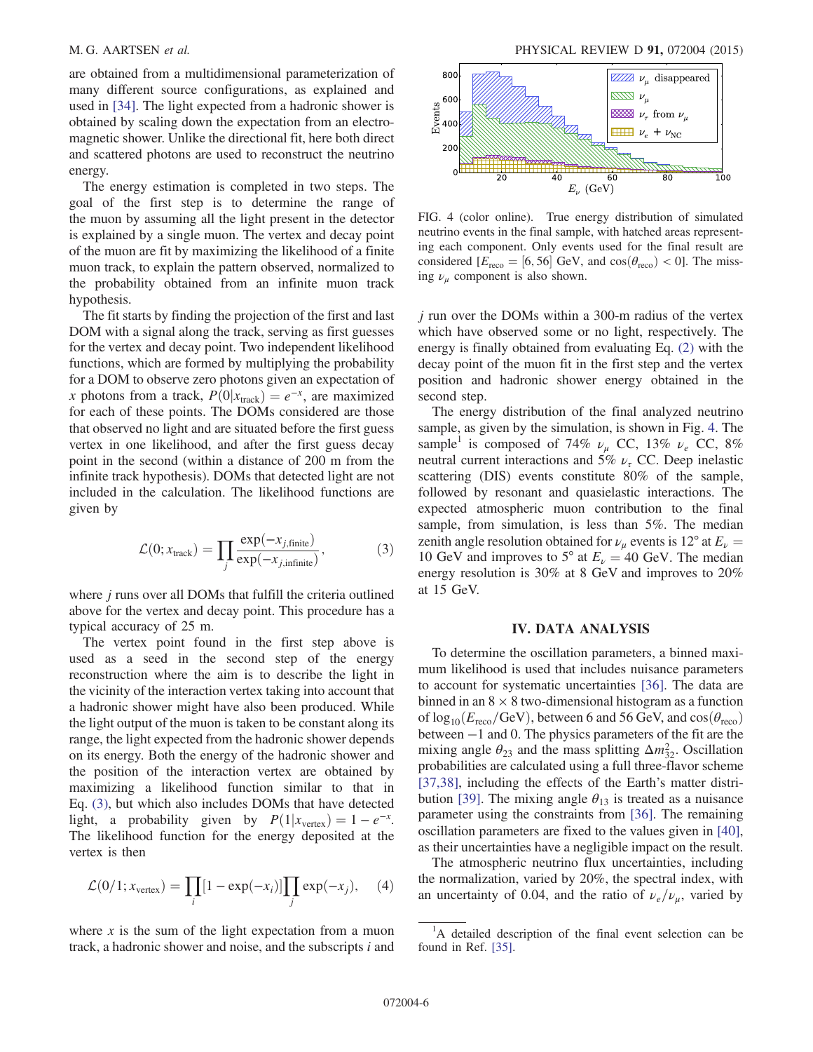are obtained from a multidimensional parameterization of many different source configurations, as explained and used in [34]. The light expected from a hadronic shower is obtained by scaling down the expectation from an electromagnetic shower. Unlike the directional fit, here both direct and scattered photons are used to reconstruct the neutrino energy.

The energy estimation is completed in two steps. The goal of the first step is to determine the range of the muon by assuming all the light present in the detector is explained by a single muon. The vertex and decay point of the muon are fit by maximizing the likelihood of a finite muon track, to explain the pattern observed, normalized to the probability obtained from an infinite muon track hypothesis.

The fit starts by finding the projection of the first and last DOM with a signal along the track, serving as first guesses for the vertex and decay point. Two independent likelihood functions, which are formed by multiplying the probability for a DOM to observe zero photons given an expectation of $x$ photons from a track, $P(0|x_{\rm track}) = e^{-x}$, are maximized for each of these points. The DOMs considered are those that observed no light and are situated before the first guess vertex in one likelihood, and after the first guess decay point in the second (within a distance of 200 m from the infinite track hypothesis). DOMs that detected light are not included in the calculation. The likelihood functions are given by

$$\mathcal{L}(0; x_{\rm track}) = \prod_j \frac{\exp(-x_{j,\rm finite})}{\exp(-x_{j,\rm infinite})}, \qquad (3)$$

where $j$ runs over all DOMs that fulfill the criteria outlined above for the vertex and decay point. This procedure has a typical accuracy of 25 m.

The vertex point found in the first step above is used as a seed in the second step of the energy reconstruction where the aim is to describe the light in the vicinity of the interaction vertex taking into account that a hadronic shower might have also been produced. While the light output of the muon is taken to be constant along its range, the light expected from the hadronic shower depends on its energy. Both the energy of the hadronic shower and the position of the interaction vertex are obtained by maximizing a likelihood function similar to that in Eq. (3), but which also includes DOMs that have detected light, a probability given by $P(1|x_{\rm vertex}) = 1 - e^{-x}$. The likelihood function for the energy deposited at the vertex is then

$$\mathcal{L}(0/1; x_{\rm vertex}) = \prod_i [1 - \exp(-x_i)] \prod_j \exp(-x_j), \qquad (4)$$

where $x$ is the sum of the light expectation from a muon track, a hadronic shower and noise, and the subscripts $i$ and $j$ run over the DOMs within a 300-m radius of the vertex which have observed some or no light, respectively. The energy is finally obtained from evaluating Eq. (2) with the decay point of the muon fit in the first step and the vertex position and hadronic shower energy obtained in the second step.

FIG. 4 (color online). True energy distribution of simulated neutrino events in the final sample, with hatched areas representing each component. Only events used for the final result are considered [$E_{\rm reco} = [6, 56]$ GeV, and $\cos(\theta_{\rm reco}) < 0$]. The missing $\nu_\mu$ component is also shown.

The energy distribution of the final analyzed neutrino sample, as given by the simulation, is shown in Fig. 4. The sample[1] is composed of 74% $\nu_\mu$ CC, 13% $\nu_e$ CC, 8% neutral current interactions and 5% $\nu_\tau$ CC. Deep inelastic scattering (DIS) events constitute 80% of the sample, followed by resonant and quasielastic interactions. The expected atmospheric muon contribution to the final sample, from simulation, is less than 5%. The median zenith angle resolution obtained for $\nu_\mu$ events is 12° at $E_\nu = 10$ GeV and improves to 5° at $E_\nu = 40$ GeV. The median energy resolution is 30% at 8 GeV and improves to 20% at 15 GeV.

## IV. DATA ANALYSIS

To determine the oscillation parameters, a binned maximum likelihood is used that includes nuisance parameters to account for systematic uncertainties [36]. The data are binned in an $8 \times 8$ two-dimensional histogram as a function of $\log_{10}(E_{\rm reco}/{\rm GeV})$, between 6 and 56 GeV, and $\cos(\theta_{\rm reco})$ between $-1$ and 0. The physics parameters of the fit are the mixing angle $\theta_{23}$ and the mass splitting $\Delta m^2_{32}$. Oscillation probabilities are calculated using a full three-flavor scheme [37,38], including the effects of the Earth's matter distribution [39]. The mixing angle $\theta_{13}$ is treated as a nuisance parameter using the constraints from [36]. The remaining oscillation parameters are fixed to the values given in [40], as their uncertainties have a negligible impact on the result.

The atmospheric neutrino flux uncertainties, including the normalization, varied by 20%, the spectral index, with an uncertainty of 0.04, and the ratio of $\nu_e/\nu_\mu$, varied by

[1] A detailed description of the final event selection can be found in Ref. [35].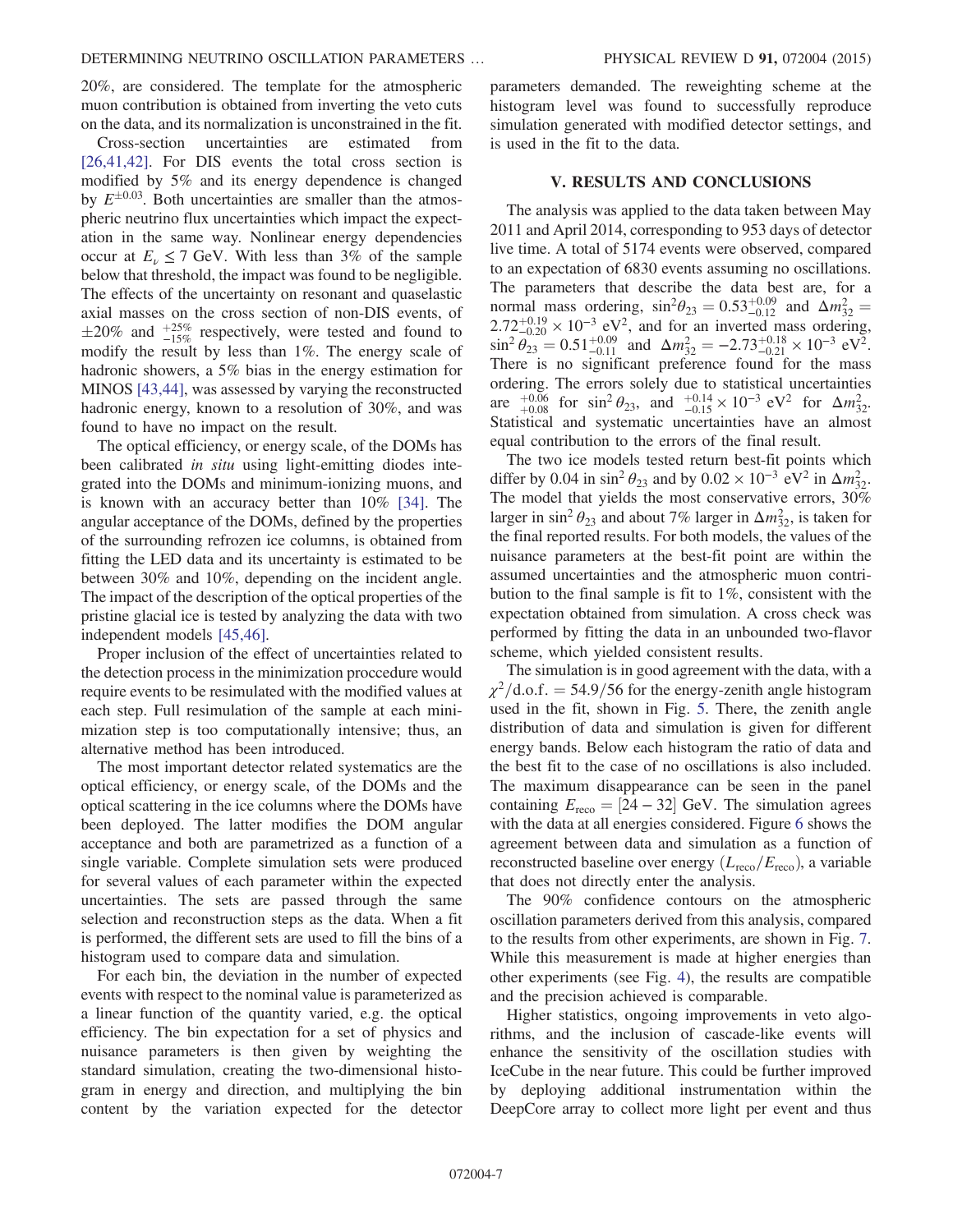20%, are considered. The template for the atmospheric muon contribution is obtained from inverting the veto cuts on the data, and its normalization is unconstrained in the fit.

Cross-section uncertainties are estimated from [26,41,42]. For DIS events the total cross section is modified by 5% and its energy dependence is changed by $E^{\pm 0.03}$. Both uncertainties are smaller than the atmospheric neutrino flux uncertainties which impact the expectation in the same way. Nonlinear energy dependencies occur at $E_\nu \leq 7$ GeV. With less than 3% of the sample below that threshold, the impact was found to be negligible. The effects of the uncertainty on resonant and quaselastic axial masses on the cross section of non-DIS events, of $\pm 20\%$ and $^{+25\%}_{-15\%}$ respectively, were tested and found to modify the result by less than 1%. The energy scale of hadronic showers, a 5% bias in the energy estimation for MINOS [43,44], was assessed by varying the reconstructed hadronic energy, known to a resolution of 30%, and was found to have no impact on the result.

The optical efficiency, or energy scale, of the DOMs has been calibrated *in situ* using light-emitting diodes integrated into the DOMs and minimum-ionizing muons, and is known with an accuracy better than 10% [34]. The angular acceptance of the DOMs, defined by the properties of the surrounding refrozen ice columns, is obtained from fitting the LED data and its uncertainty is estimated to be between 30% and 10%, depending on the incident angle. The impact of the description of the optical properties of the pristine glacial ice is tested by analyzing the data with two independent models [45,46].

Proper inclusion of the effect of uncertainties related to the detection process in the minimization proccedure would require events to be resimulated with the modified values at each step. Full resimulation of the sample at each minimization step is too computationally intensive; thus, an alternative method has been introduced.

The most important detector related systematics are the optical efficiency, or energy scale, of the DOMs and the optical scattering in the ice columns where the DOMs have been deployed. The latter modifies the DOM angular acceptance and both are parametrized as a function of a single variable. Complete simulation sets were produced for several values of each parameter within the expected uncertainties. The sets are passed through the same selection and reconstruction steps as the data. When a fit is performed, the different sets are used to fill the bins of a histogram used to compare data and simulation.

For each bin, the deviation in the number of expected events with respect to the nominal value is parameterized as a linear function of the quantity varied, e.g. the optical efficiency. The bin expectation for a set of physics and nuisance parameters is then given by weighting the standard simulation, creating the two-dimensional histogram in energy and direction, and multiplying the bin content by the variation expected for the detector parameters demanded. The reweighting scheme at the histogram level was found to successfully reproduce simulation generated with modified detector settings, and is used in the fit to the data.

## V. RESULTS AND CONCLUSIONS

The analysis was applied to the data taken between May 2011 and April 2014, corresponding to 953 days of detector live time. A total of 5174 events were observed, compared to an expectation of 6830 events assuming no oscillations. The parameters that describe the data best are, for a normal mass ordering, $\sin^2\theta_{23} = 0.53^{+0.09}_{-0.12}$ and $\Delta m^2_{32} = 2.72^{+0.19}_{-0.20} \times 10^{-3}$ eV$^2$, and for an inverted mass ordering, $\sin^2\theta_{23} = 0.51^{+0.09}_{-0.11}$ and $\Delta m^2_{32} = -2.73^{+0.18}_{-0.21} \times 10^{-3}$ eV$^2$. There is no significant preference found for the mass ordering. The errors solely due to statistical uncertainties are $^{+0.06}_{+0.08}$ for $\sin^2\theta_{23}$, and $^{+0.14}_{-0.15} \times 10^{-3}$ eV$^2$ for $\Delta m^2_{32}$. Statistical and systematic uncertainties have an almost equal contribution to the errors of the final result.

The two ice models tested return best-fit points which differ by 0.04 in $\sin^2\theta_{23}$ and by $0.02 \times 10^{-3}$ eV$^2$ in $\Delta m^2_{32}$. The model that yields the most conservative errors, 30% larger in $\sin^2\theta_{23}$ and about 7% larger in $\Delta m^2_{32}$, is taken for the final reported results. For both models, the values of the nuisance parameters at the best-fit point are within the assumed uncertainties and the atmospheric muon contribution to the final sample is fit to 1%, consistent with the expectation obtained from simulation. A cross check was performed by fitting the data in an unbounded two-flavor scheme, which yielded consistent results.

The simulation is in good agreement with the data, with a $\chi^2/\mathrm{d.o.f.} = 54.9/56$ for the energy-zenith angle histogram used in the fit, shown in Fig. 5. There, the zenith angle distribution of data and simulation is given for different energy bands. Below each histogram the ratio of data and the best fit to the case of no oscillations is also included. The maximum disappearance can be seen in the panel containing $E_{\mathrm{reco}} = [24 - 32]$ GeV. The simulation agrees with the data at all energies considered. Figure 6 shows the agreement between data and simulation as a function of reconstructed baseline over energy ($L_{\mathrm{reco}}/E_{\mathrm{reco}}$), a variable that does not directly enter the analysis.

The 90% confidence contours on the atmospheric oscillation parameters derived from this analysis, compared to the results from other experiments, are shown in Fig. 7. While this measurement is made at higher energies than other experiments (see Fig. 4), the results are compatible and the precision achieved is comparable.

Higher statistics, ongoing improvements in veto algorithms, and the inclusion of cascade-like events will enhance the sensitivity of the oscillation studies with IceCube in the near future. This could be further improved by deploying additional instrumentation within the DeepCore array to collect more light per event and thus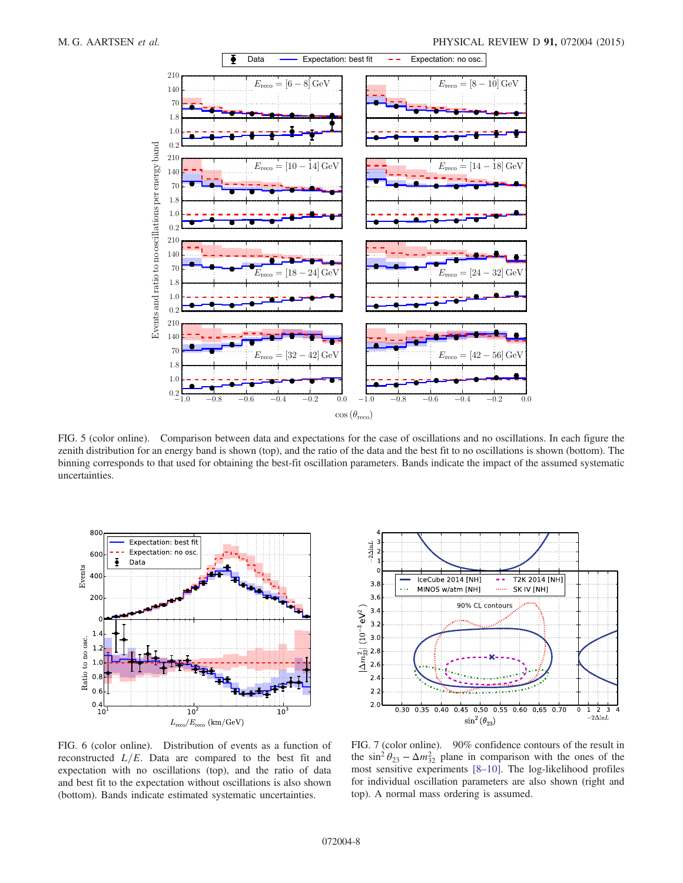FIG. 5 (color online). Comparison between data and expectations for the case of oscillations and no oscillations. In each figure the zenith distribution for an energy band is shown (top), and the ratio of the data and the best fit to no oscillations is shown (bottom). The binning corresponds to that used for obtaining the best-fit oscillation parameters. Bands indicate the impact of the assumed systematic uncertainties.

FIG. 6 (color online). Distribution of events as a function of reconstructed $L/E$. Data are compared to the best fit and expectation with no oscillations (top), and the ratio of data and best fit to the expectation without oscillations is also shown (bottom). Bands indicate estimated systematic uncertainties.

FIG. 7 (color online). 90% confidence contours of the result in the $\sin^2\theta_{23} - \Delta m^2_{32}$ plane in comparison with the ones of the most sensitive experiments [8–10]. The log-likelihood profiles for individual oscillation parameters are also shown (right and top). A normal mass ordering is assumed.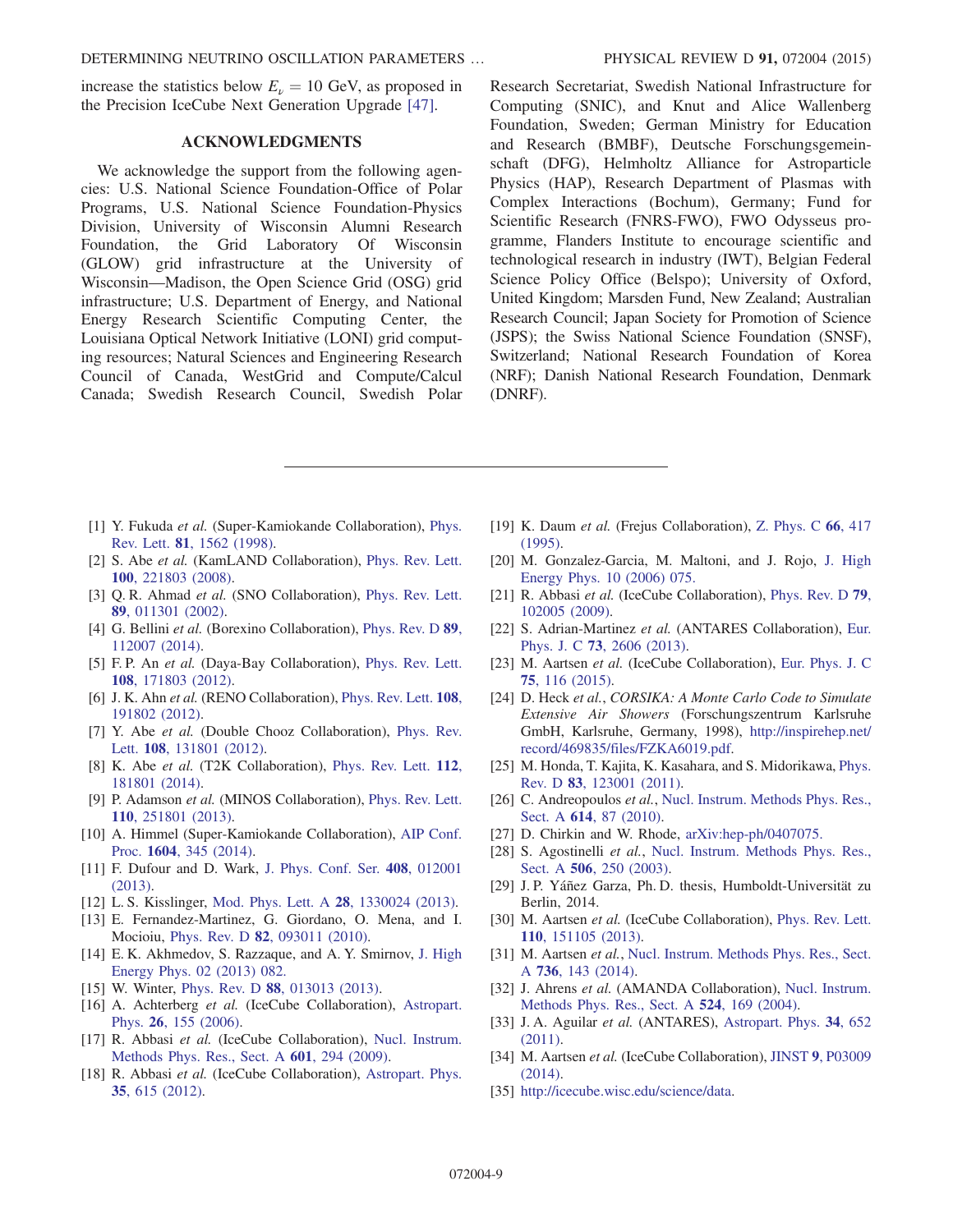increase the statistics below $E_\nu = 10$ GeV, as proposed in the Precision IceCube Next Generation Upgrade [47].

## ACKNOWLEDGMENTS

We acknowledge the support from the following agencies: U.S. National Science Foundation-Office of Polar Programs, U.S. National Science Foundation-Physics Division, University of Wisconsin Alumni Research Foundation, the Grid Laboratory Of Wisconsin (GLOW) grid infrastructure at the University of Wisconsin—Madison, the Open Science Grid (OSG) grid infrastructure; U.S. Department of Energy, and National Energy Research Scientific Computing Center, the Louisiana Optical Network Initiative (LONI) grid computing resources; Natural Sciences and Engineering Research Council of Canada, WestGrid and Compute/Calcul Canada; Swedish Research Council, Swedish Polar Research Secretariat, Swedish National Infrastructure for Computing (SNIC), and Knut and Alice Wallenberg Foundation, Sweden; German Ministry for Education and Research (BMBF), Deutsche Forschungsgemeinschaft (DFG), Helmholtz Alliance for Astroparticle Physics (HAP), Research Department of Plasmas with Complex Interactions (Bochum), Germany; Fund for Scientific Research (FNRS-FWO), FWO Odysseus programme, Flanders Institute to encourage scientific and technological research in industry (IWT), Belgian Federal Science Policy Office (Belspo); University of Oxford, United Kingdom; Marsden Fund, New Zealand; Australian Research Council; Japan Society for Promotion of Science (JSPS); the Swiss National Science Foundation (SNSF), Switzerland; National Research Foundation of Korea (NRF); Danish National Research Foundation, Denmark (DNRF).

---

[1] Y. Fukuda *et al.* (Super-Kamiokande Collaboration), Phys. Rev. Lett. **81**, 1562 (1998).

[2] S. Abe *et al.* (KamLAND Collaboration), Phys. Rev. Lett. **100**, 221803 (2008).

[3] Q. R. Ahmad *et al.* (SNO Collaboration), Phys. Rev. Lett. **89**, 011301 (2002).

[4] G. Bellini *et al.* (Borexino Collaboration), Phys. Rev. D **89**, 112007 (2014).

[5] F. P. An *et al.* (Daya-Bay Collaboration), Phys. Rev. Lett. **108**, 171803 (2012).

[6] J. K. Ahn *et al.* (RENO Collaboration), Phys. Rev. Lett. **108**, 191802 (2012).

[7] Y. Abe *et al.* (Double Chooz Collaboration), Phys. Rev. Lett. **108**, 131801 (2012).

[8] K. Abe *et al.* (T2K Collaboration), Phys. Rev. Lett. **112**, 181801 (2014).

[9] P. Adamson *et al.* (MINOS Collaboration), Phys. Rev. Lett. **110**, 251801 (2013).

[10] A. Himmel (Super-Kamiokande Collaboration), AIP Conf. Proc. **1604**, 345 (2014).

[11] F. Dufour and D. Wark, J. Phys. Conf. Ser. **408**, 012001 (2013).

[12] L. S. Kisslinger, Mod. Phys. Lett. A **28**, 1330024 (2013).

[13] E. Fernandez-Martinez, G. Giordano, O. Mena, and I. Mocioiu, Phys. Rev. D **82**, 093011 (2010).

[14] E. K. Akhmedov, S. Razzaque, and A. Y. Smirnov, J. High Energy Phys. 02 (2013) 082.

[15] W. Winter, Phys. Rev. D **88**, 013013 (2013).

[16] A. Achterberg *et al.* (IceCube Collaboration), Astropart. Phys. **26**, 155 (2006).

[17] R. Abbasi *et al.* (IceCube Collaboration), Nucl. Instrum. Methods Phys. Res., Sect. A **601**, 294 (2009).

[18] R. Abbasi *et al.* (IceCube Collaboration), Astropart. Phys. **35**, 615 (2012).

[19] K. Daum *et al.* (Frejus Collaboration), Z. Phys. C **66**, 417 (1995).

[20] M. Gonzalez-Garcia, M. Maltoni, and J. Rojo, J. High Energy Phys. 10 (2006) 075.

[21] R. Abbasi *et al.* (IceCube Collaboration), Phys. Rev. D **79**, 102005 (2009).

[22] S. Adrian-Martinez *et al.* (ANTARES Collaboration), Eur. Phys. J. C **73**, 2606 (2013).

[23] M. Aartsen *et al.* (IceCube Collaboration), Eur. Phys. J. C **75**, 116 (2015).

[24] D. Heck *et al.*, *CORSIKA: A Monte Carlo Code to Simulate Extensive Air Showers* (Forschungszentrum Karlsruhe GmbH, Karlsruhe, Germany, 1998), http://inspirehep.net/record/469835/files/FZKA6019.pdf.

[25] M. Honda, T. Kajita, K. Kasahara, and S. Midorikawa, Phys. Rev. D **83**, 123001 (2011).

[26] C. Andreopoulos *et al.*, Nucl. Instrum. Methods Phys. Res., Sect. A **614**, 87 (2010).

[27] D. Chirkin and W. Rhode, arXiv:hep-ph/0407075.

[28] S. Agostinelli *et al.*, Nucl. Instrum. Methods Phys. Res., Sect. A **506**, 250 (2003).

[29] J. P. Yáñez Garza, Ph. D. thesis, Humboldt-Universität zu Berlin, 2014.

[30] M. Aartsen *et al.* (IceCube Collaboration), Phys. Rev. Lett. **110**, 151105 (2013).

[31] M. Aartsen *et al.*, Nucl. Instrum. Methods Phys. Res., Sect. A **736**, 143 (2014).

[32] J. Ahrens *et al.* (AMANDA Collaboration), Nucl. Instrum. Methods Phys. Res., Sect. A **524**, 169 (2004).

[33] J. A. Aguilar *et al.* (ANTARES), Astropart. Phys. **34**, 652 (2011).

[34] M. Aartsen *et al.* (IceCube Collaboration), JINST **9**, P03009 (2014).

[35] http://icecube.wisc.edu/science/data.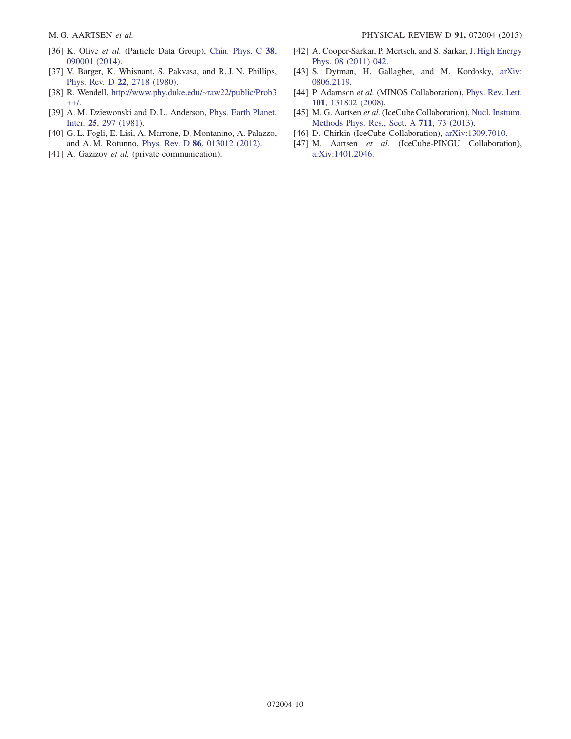[36] K. Olive *et al.* (Particle Data Group), Chin. Phys. C **38**, 090001 (2014).

[37] V. Barger, K. Whisnant, S. Pakvasa, and R. J. N. Phillips, Phys. Rev. D **22**, 2718 (1980).

[38] R. Wendell, http://www.phy.duke.edu/~raw22/public/Prob3++/.

[39] A. M. Dziewonski and D. L. Anderson, Phys. Earth Planet. Inter. **25**, 297 (1981).

[40] G. L. Fogli, E. Lisi, A. Marrone, D. Montanino, A. Palazzo, and A. M. Rotunno, Phys. Rev. D **86**, 013012 (2012).

[41] A. Gazizov *et al.* (private communication).

[42] A. Cooper-Sarkar, P. Mertsch, and S. Sarkar, J. High Energy Phys. 08 (2011) 042.

[43] S. Dytman, H. Gallagher, and M. Kordosky, arXiv:0806.2119.

[44] P. Adamson *et al.* (MINOS Collaboration), Phys. Rev. Lett. **101**, 131802 (2008).

[45] M. G. Aartsen *et al.* (IceCube Collaboration), Nucl. Instrum. Methods Phys. Res., Sect. A **711**, 73 (2013).

[46] D. Chirkin (IceCube Collaboration), arXiv:1309.7010.

[47] M. Aartsen *et al.* (IceCube-PINGU Collaboration), arXiv:1401.2046.